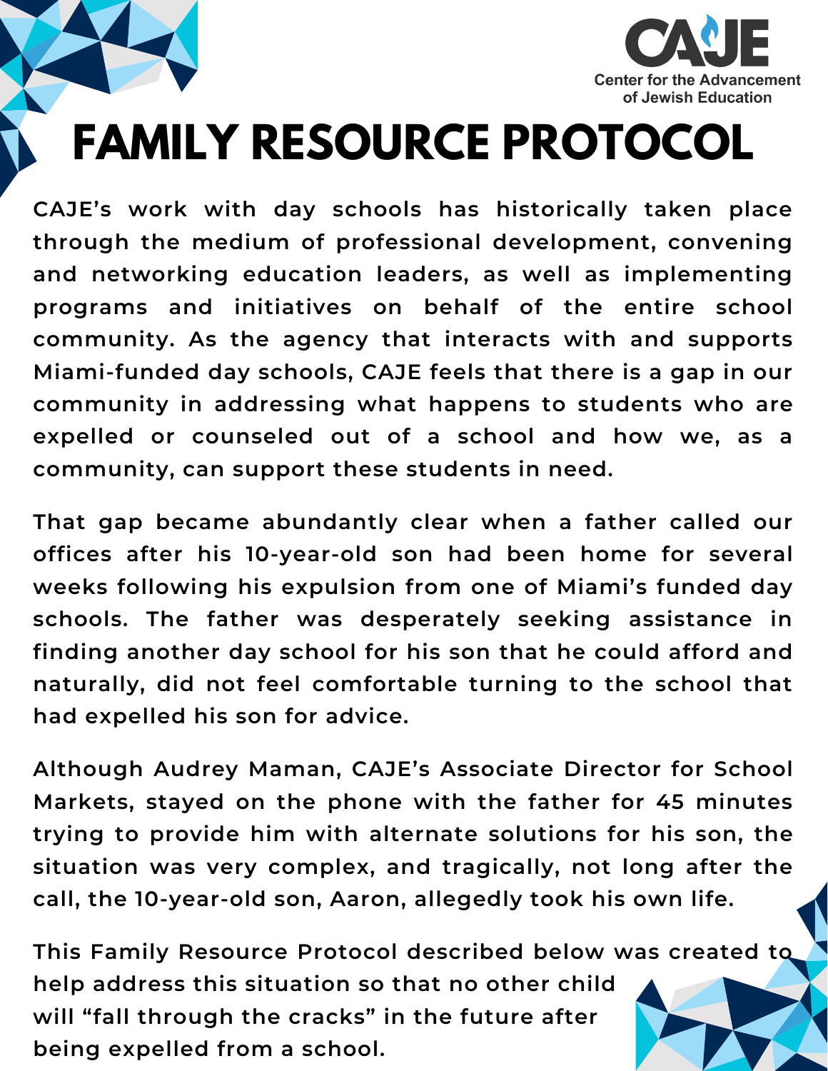CAJE

Center for the Advancement of Jewish Education

# FAMILY RESOURCE PROTOCOL

CAJE's work with day schools has historically taken place through the medium of professional development, convening and networking education leaders, as well as implementing programs and initiatives on behalf of the entire school community. As the agency that interacts with and supports Miami-funded day schools, CAJE feels that there is a gap in our community in addressing what happens to students who are expelled or counseled out of a school and how we, as a community, can support these students in need.

That gap became abundantly clear when a father called our offices after his 10-year-old son had been home for several weeks following his expulsion from one of Miami's funded day schools. The father was desperately seeking assistance in finding another day school for his son that he could afford and naturally, did not feel comfortable turning to the school that had expelled his son for advice.

Although Audrey Maman, CAJE's Associate Director for School Markets, stayed on the phone with the father for 45 minutes trying to provide him with alternate solutions for his son, the situation was very complex, and tragically, not long after the call, the 10-year-old son, Aaron, allegedly took his own life.

This Family Resource Protocol described below was created to help address this situation so that no other child will "fall through the cracks" in the future after being expelled from a school.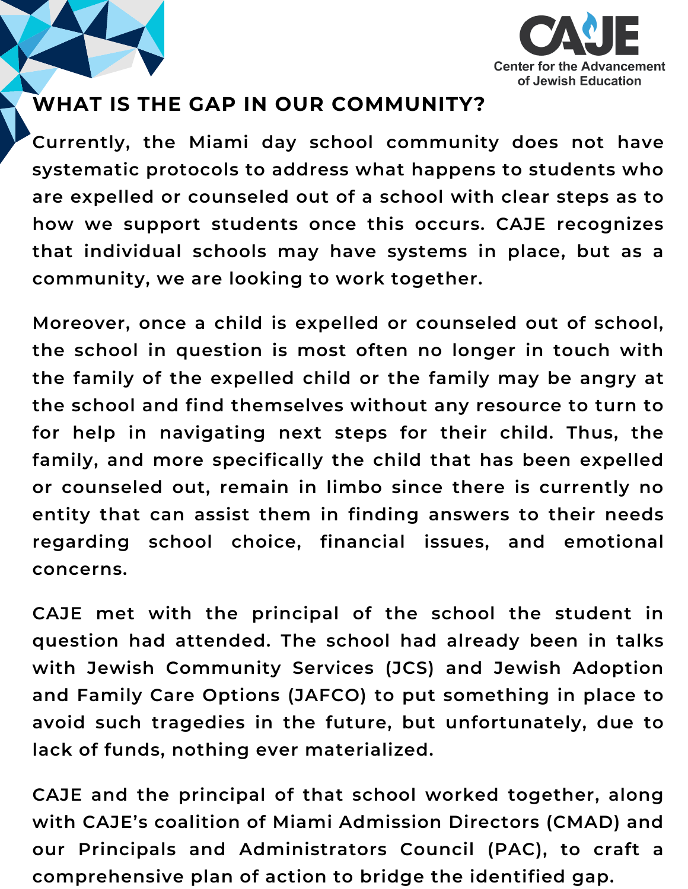## WHAT IS THE GAP IN OUR COMMUNITY?

Currently, the Miami day school community does not have systematic protocols to address what happens to students who are expelled or counseled out of a school with clear steps as to how we support students once this occurs. CAJE recognizes that individual schools may have systems in place, but as a community, we are looking to work together.

Moreover, once a child is expelled or counseled out of school, the school in question is most often no longer in touch with the family of the expelled child or the family may be angry at the school and find themselves without any resource to turn to for help in navigating next steps for their child. Thus, the family, and more specifically the child that has been expelled or counseled out, remain in limbo since there is currently no entity that can assist them in finding answers to their needs regarding school choice, financial issues, and emotional concerns.

CAJE met with the principal of the school the student in question had attended. The school had already been in talks with Jewish Community Services (JCS) and Jewish Adoption and Family Care Options (JAFCO) to put something in place to avoid such tragedies in the future, but unfortunately, due to lack of funds, nothing ever materialized.

CAJE and the principal of that school worked together, along with CAJE's coalition of Miami Admission Directors (CMAD) and our Principals and Administrators Council (PAC), to craft a comprehensive plan of action to bridge the identified gap.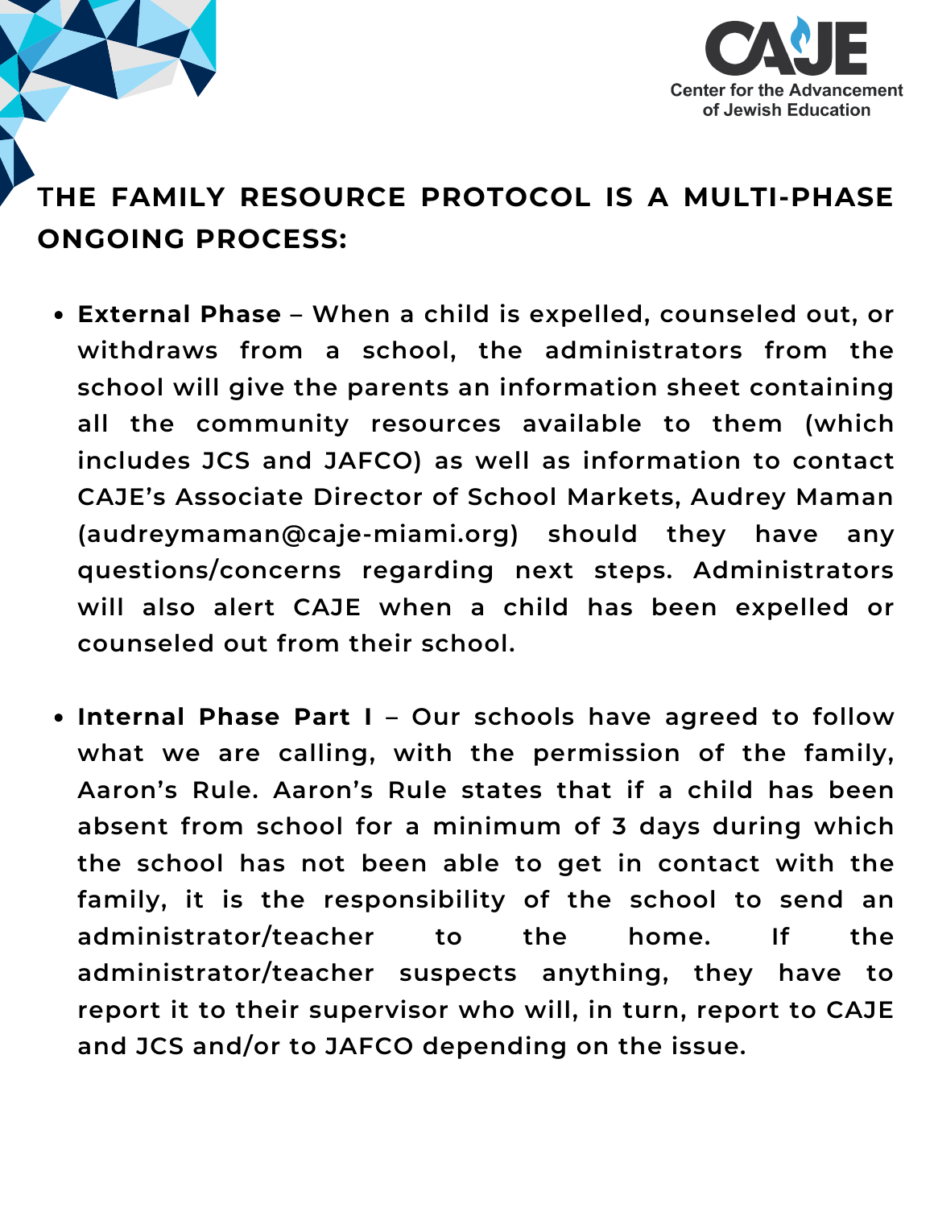## THE FAMILY RESOURCE PROTOCOL IS A MULTI-PHASE ONGOING PROCESS:

- **External Phase** – When a child is expelled, counseled out, or withdraws from a school, the administrators from the school will give the parents an information sheet containing all the community resources available to them (which includes JCS and JAFCO) as well as information to contact CAJE's Associate Director of School Markets, Audrey Maman (audreymaman@caje-miami.org) should they have any questions/concerns regarding next steps. Administrators will also alert CAJE when a child has been expelled or counseled out from their school.

- **Internal Phase Part I** – Our schools have agreed to follow what we are calling, with the permission of the family, Aaron's Rule. Aaron's Rule states that if a child has been absent from school for a minimum of 3 days during which the school has not been able to get in contact with the family, it is the responsibility of the school to send an administrator/teacher to the home. If the administrator/teacher suspects anything, they have to report it to their supervisor who will, in turn, report to CAJE and JCS and/or to JAFCO depending on the issue.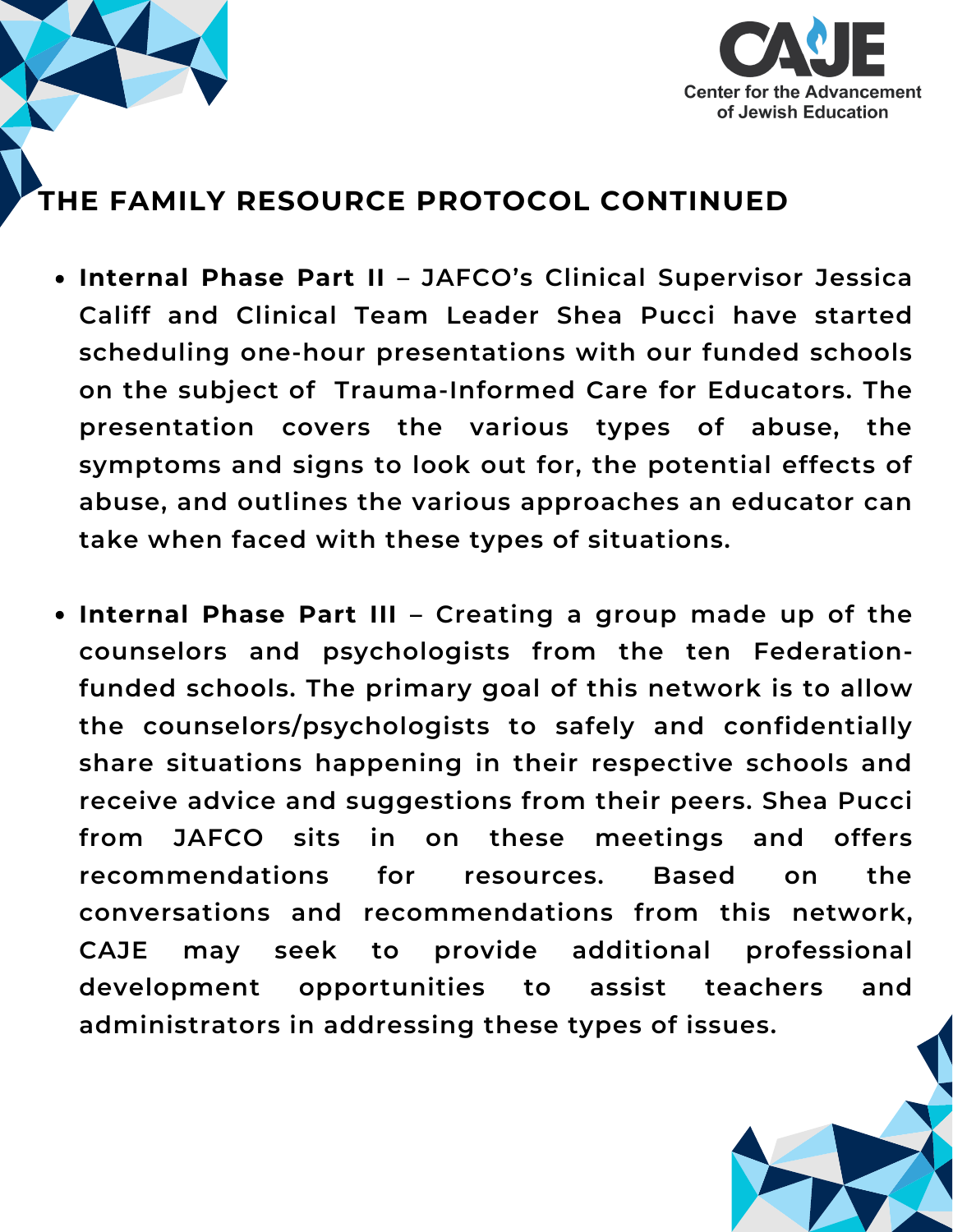## THE FAMILY RESOURCE PROTOCOL CONTINUED

- **Internal Phase Part II** – JAFCO's Clinical Supervisor Jessica Califf and Clinical Team Leader Shea Pucci have started scheduling one-hour presentations with our funded schools on the subject of Trauma-Informed Care for Educators. The presentation covers the various types of abuse, the symptoms and signs to look out for, the potential effects of abuse, and outlines the various approaches an educator can take when faced with these types of situations.

- **Internal Phase Part III** – Creating a group made up of the counselors and psychologists from the ten Federation-funded schools. The primary goal of this network is to allow the counselors/psychologists to safely and confidentially share situations happening in their respective schools and receive advice and suggestions from their peers. Shea Pucci from JAFCO sits in on these meetings and offers recommendations for resources. Based on the conversations and recommendations from this network, CAJE may seek to provide additional professional development opportunities to assist teachers and administrators in addressing these types of issues.